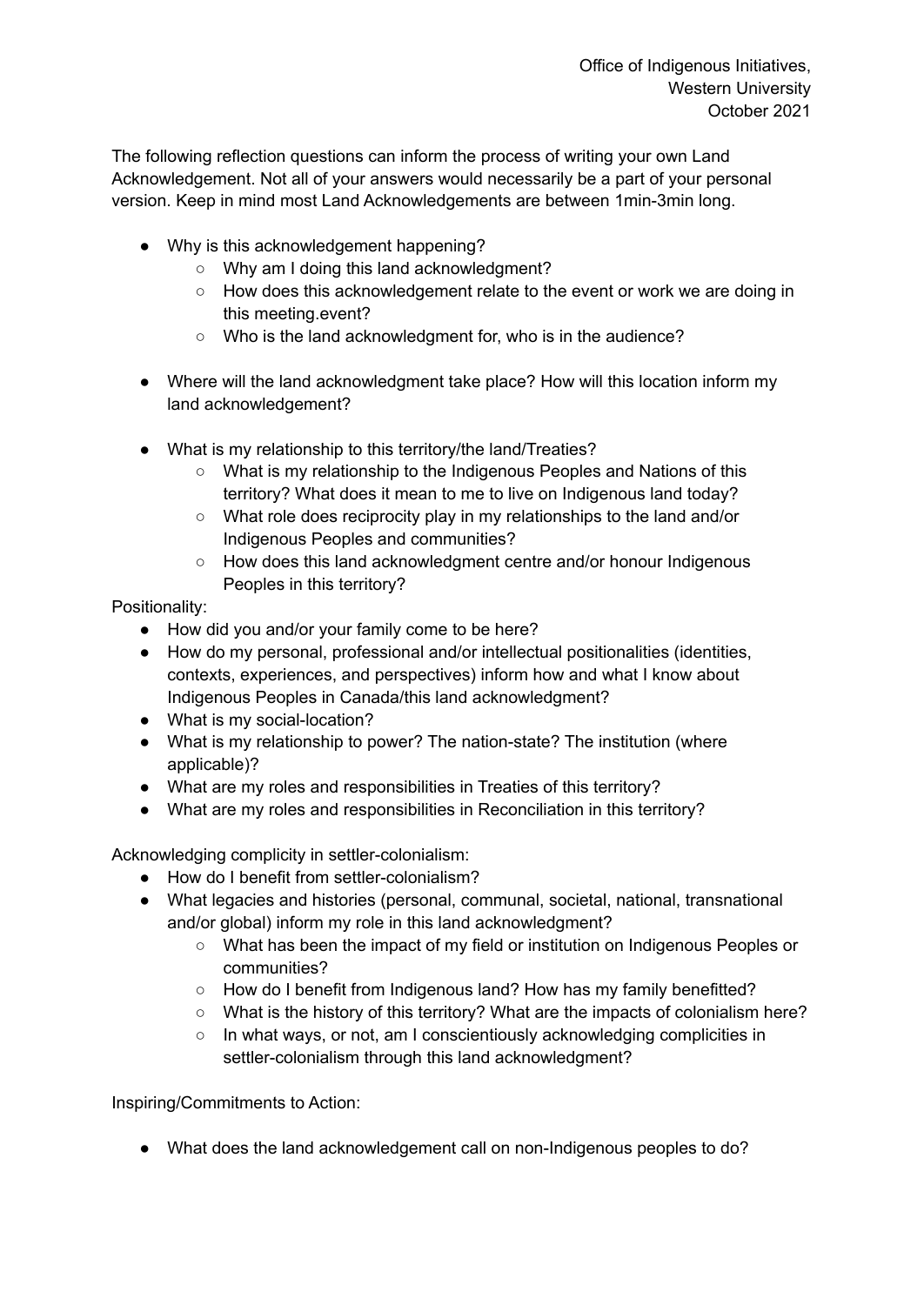Office of Indigenous Initiatives,
Western University
October 2021

The following reflection questions can inform the process of writing your own Land Acknowledgement. Not all of your answers would necessarily be a part of your personal version. Keep in mind most Land Acknowledgements are between 1min-3min long.

- Why is this acknowledgement happening?
  - Why am I doing this land acknowledgment?
  - How does this acknowledgement relate to the event or work we are doing in this meeting.event?
  - Who is the land acknowledgment for, who is in the audience?

- Where will the land acknowledgment take place? How will this location inform my land acknowledgement?

- What is my relationship to this territory/the land/Treaties?
  - What is my relationship to the Indigenous Peoples and Nations of this territory? What does it mean to me to live on Indigenous land today?
  - What role does reciprocity play in my relationships to the land and/or Indigenous Peoples and communities?
  - How does this land acknowledgment centre and/or honour Indigenous Peoples in this territory?

Positionality:

- How did you and/or your family come to be here?
- How do my personal, professional and/or intellectual positionalities (identities, contexts, experiences, and perspectives) inform how and what I know about Indigenous Peoples in Canada/this land acknowledgment?
- What is my social-location?
- What is my relationship to power? The nation-state? The institution (where applicable)?
- What are my roles and responsibilities in Treaties of this territory?
- What are my roles and responsibilities in Reconciliation in this territory?

Acknowledging complicity in settler-colonialism:

- How do I benefit from settler-colonialism?
- What legacies and histories (personal, communal, societal, national, transnational and/or global) inform my role in this land acknowledgment?
  - What has been the impact of my field or institution on Indigenous Peoples or communities?
  - How do I benefit from Indigenous land? How has my family benefitted?
  - What is the history of this territory? What are the impacts of colonialism here?
  - In what ways, or not, am I conscientiously acknowledging complicities in settler-colonialism through this land acknowledgment?

Inspiring/Commitments to Action:

- What does the land acknowledgement call on non-Indigenous peoples to do?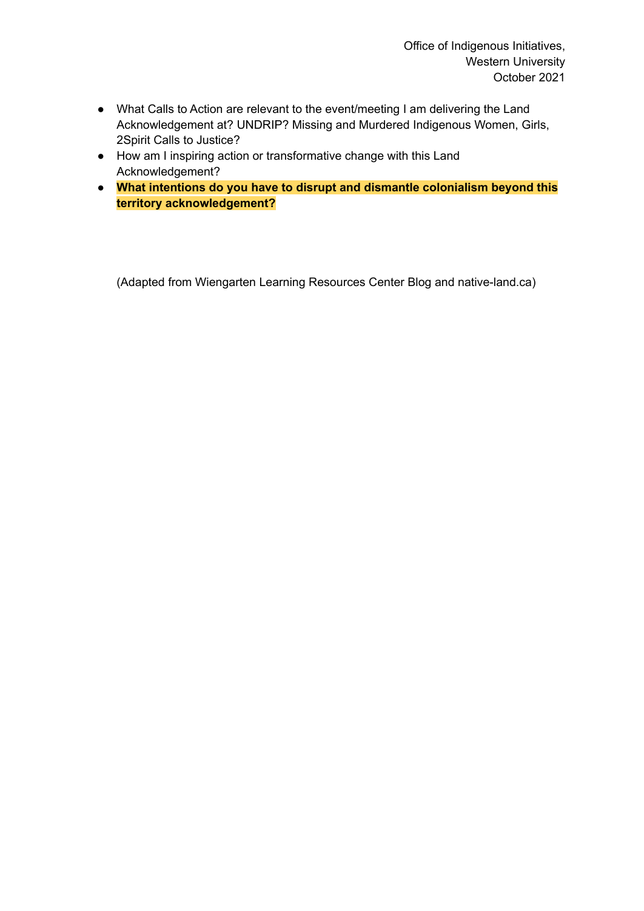Office of Indigenous Initiatives,
Western University
October 2021

- What Calls to Action are relevant to the event/meeting I am delivering the Land Acknowledgement at? UNDRIP? Missing and Murdered Indigenous Women, Girls, 2Spirit Calls to Justice?
- How am I inspiring action or transformative change with this Land Acknowledgement?
- **What intentions do you have to disrupt and dismantle colonialism beyond this territory acknowledgement?**

(Adapted from Wiengarten Learning Resources Center Blog and native-land.ca)